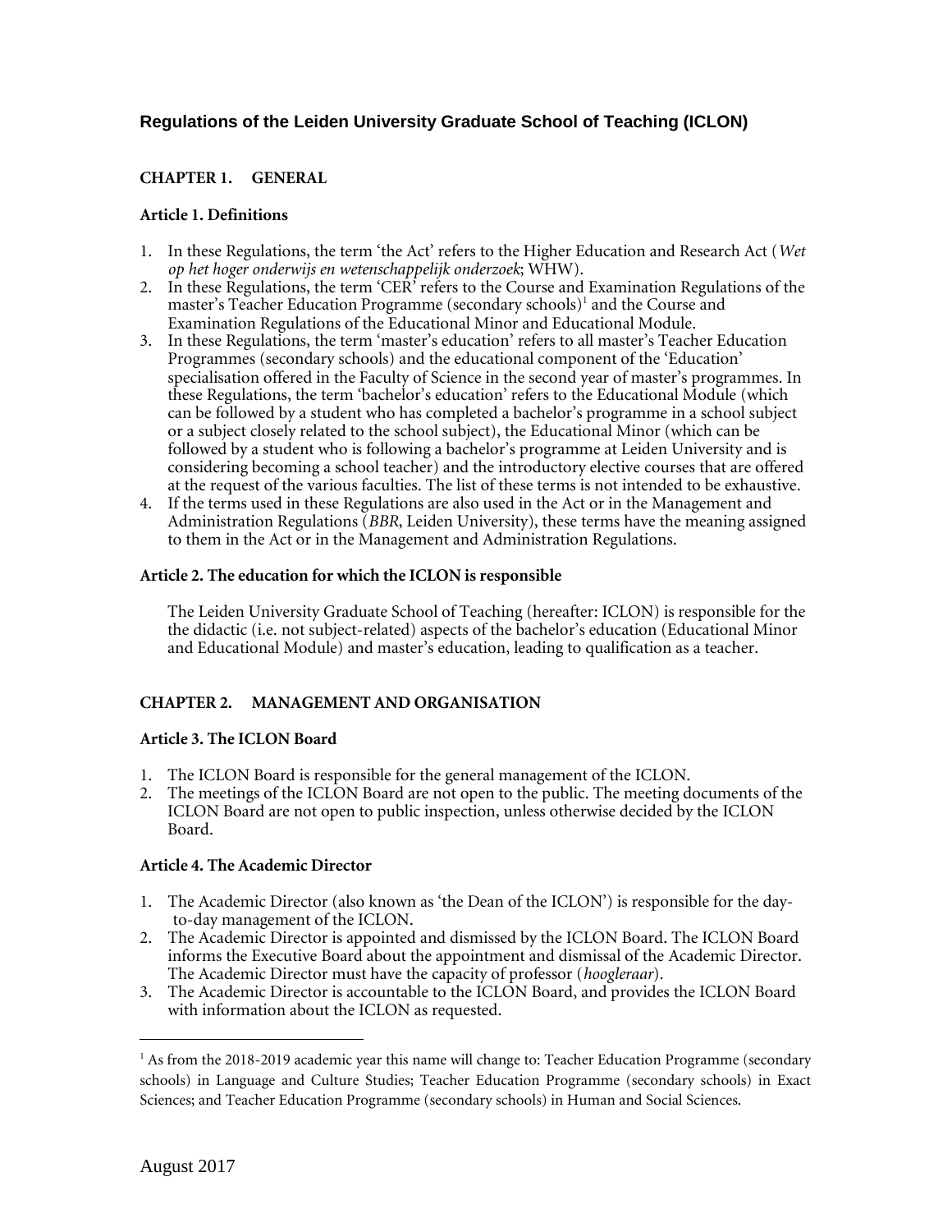# Regulations of the Leiden University Graduate School of Teaching (ICLON)

## CHAPTER 1. GENERAL

### Article 1. Definitions

1. In these Regulations, the term 'the Act' refers to the Higher Education and Research Act (*Wet op het hoger onderwijs en wetenschappelijk onderzoek*; WHW).
2. In these Regulations, the term 'CER' refers to the Course and Examination Regulations of the master's Teacher Education Programme (secondary schools)[1] and the Course and Examination Regulations of the Educational Minor and Educational Module.
3. In these Regulations, the term 'master's education' refers to all master's Teacher Education Programmes (secondary schools) and the educational component of the 'Education' specialisation offered in the Faculty of Science in the second year of master's programmes. In these Regulations, the term 'bachelor's education' refers to the Educational Module (which can be followed by a student who has completed a bachelor's programme in a school subject or a subject closely related to the school subject), the Educational Minor (which can be followed by a student who is following a bachelor's programme at Leiden University and is considering becoming a school teacher) and the introductory elective courses that are offered at the request of the various faculties. The list of these terms is not intended to be exhaustive.
4. If the terms used in these Regulations are also used in the Act or in the Management and Administration Regulations (*BBR*, Leiden University), these terms have the meaning assigned to them in the Act or in the Management and Administration Regulations.

### Article 2. The education for which the ICLON is responsible

The Leiden University Graduate School of Teaching (hereafter: ICLON) is responsible for the the didactic (i.e. not subject-related) aspects of the bachelor's education (Educational Minor and Educational Module) and master's education, leading to qualification as a teacher.

## CHAPTER 2. MANAGEMENT AND ORGANISATION

### Article 3. The ICLON Board

1. The ICLON Board is responsible for the general management of the ICLON.
2. The meetings of the ICLON Board are not open to the public. The meeting documents of the ICLON Board are not open to public inspection, unless otherwise decided by the ICLON Board.

### Article 4. The Academic Director

1. The Academic Director (also known as 'the Dean of the ICLON') is responsible for the day-to-day management of the ICLON.
2. The Academic Director is appointed and dismissed by the ICLON Board. The ICLON Board informs the Executive Board about the appointment and dismissal of the Academic Director. The Academic Director must have the capacity of professor (*hoogleraar*).
3. The Academic Director is accountable to the ICLON Board, and provides the ICLON Board with information about the ICLON as requested.

---

[1] As from the 2018-2019 academic year this name will change to: Teacher Education Programme (secondary schools) in Language and Culture Studies; Teacher Education Programme (secondary schools) in Exact Sciences; and Teacher Education Programme (secondary schools) in Human and Social Sciences.

August 2017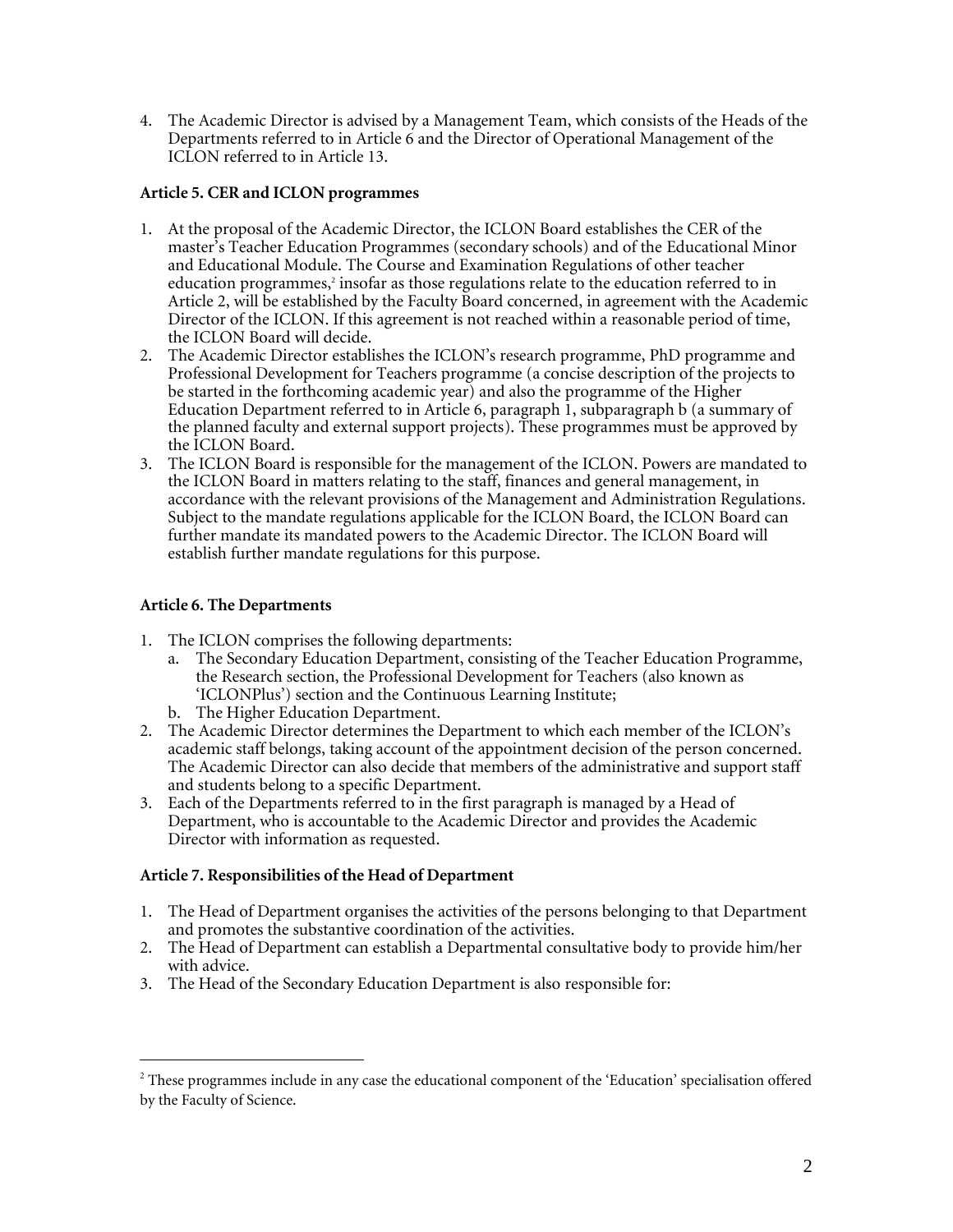4. The Academic Director is advised by a Management Team, which consists of the Heads of the Departments referred to in Article 6 and the Director of Operational Management of the ICLON referred to in Article 13.

**Article 5. CER and ICLON programmes**

1. At the proposal of the Academic Director, the ICLON Board establishes the CER of the master's Teacher Education Programmes (secondary schools) and of the Educational Minor and Educational Module. The Course and Examination Regulations of other teacher education programmes,[2] insofar as those regulations relate to the education referred to in Article 2, will be established by the Faculty Board concerned, in agreement with the Academic Director of the ICLON. If this agreement is not reached within a reasonable period of time, the ICLON Board will decide.
2. The Academic Director establishes the ICLON's research programme, PhD programme and Professional Development for Teachers programme (a concise description of the projects to be started in the forthcoming academic year) and also the programme of the Higher Education Department referred to in Article 6, paragraph 1, subparagraph b (a summary of the planned faculty and external support projects). These programmes must be approved by the ICLON Board.
3. The ICLON Board is responsible for the management of the ICLON. Powers are mandated to the ICLON Board in matters relating to the staff, finances and general management, in accordance with the relevant provisions of the Management and Administration Regulations. Subject to the mandate regulations applicable for the ICLON Board, the ICLON Board can further mandate its mandated powers to the Academic Director. The ICLON Board will establish further mandate regulations for this purpose.

**Article 6. The Departments**

1. The ICLON comprises the following departments:
   a. The Secondary Education Department, consisting of the Teacher Education Programme, the Research section, the Professional Development for Teachers (also known as 'ICLONPlus') section and the Continuous Learning Institute;
   b. The Higher Education Department.
2. The Academic Director determines the Department to which each member of the ICLON's academic staff belongs, taking account of the appointment decision of the person concerned. The Academic Director can also decide that members of the administrative and support staff and students belong to a specific Department.
3. Each of the Departments referred to in the first paragraph is managed by a Head of Department, who is accountable to the Academic Director and provides the Academic Director with information as requested.

**Article 7. Responsibilities of the Head of Department**

1. The Head of Department organises the activities of the persons belonging to that Department and promotes the substantive coordination of the activities.
2. The Head of Department can establish a Departmental consultative body to provide him/her with advice.
3. The Head of the Secondary Education Department is also responsible for:

[2] These programmes include in any case the educational component of the 'Education' specialisation offered by the Faculty of Science.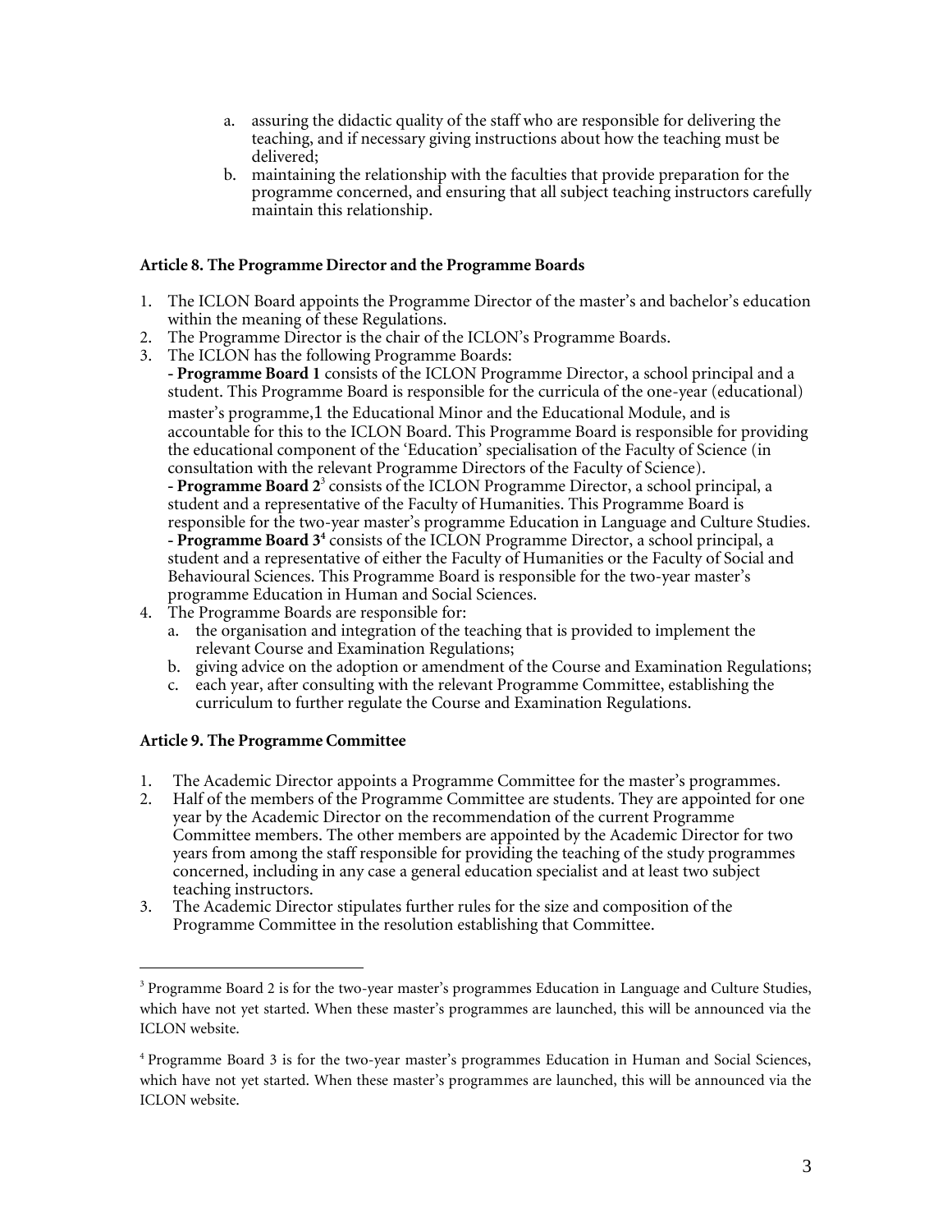a. assuring the didactic quality of the staff who are responsible for delivering the teaching, and if necessary giving instructions about how the teaching must be delivered;
b. maintaining the relationship with the faculties that provide preparation for the programme concerned, and ensuring that all subject teaching instructors carefully maintain this relationship.

**Article 8. The Programme Director and the Programme Boards**

1. The ICLON Board appoints the Programme Director of the master's and bachelor's education within the meaning of these Regulations.
2. The Programme Director is the chair of the ICLON's Programme Boards.
3. The ICLON has the following Programme Boards:
   - **Programme Board 1** consists of the ICLON Programme Director, a school principal and a student. This Programme Board is responsible for the curricula of the one-year (educational) master's programme,1 the Educational Minor and the Educational Module, and is accountable for this to the ICLON Board. This Programme Board is responsible for providing the educational component of the 'Education' specialisation of the Faculty of Science (in consultation with the relevant Programme Directors of the Faculty of Science).
   - **Programme Board 2**[3] consists of the ICLON Programme Director, a school principal, a student and a representative of the Faculty of Humanities. This Programme Board is responsible for the two-year master's programme Education in Language and Culture Studies.
   - **Programme Board 3**[4] consists of the ICLON Programme Director, a school principal, a student and a representative of either the Faculty of Humanities or the Faculty of Social and Behavioural Sciences. This Programme Board is responsible for the two-year master's programme Education in Human and Social Sciences.
4. The Programme Boards are responsible for:
   a. the organisation and integration of the teaching that is provided to implement the relevant Course and Examination Regulations;
   b. giving advice on the adoption or amendment of the Course and Examination Regulations;
   c. each year, after consulting with the relevant Programme Committee, establishing the curriculum to further regulate the Course and Examination Regulations.

**Article 9. The Programme Committee**

1. The Academic Director appoints a Programme Committee for the master's programmes.
2. Half of the members of the Programme Committee are students. They are appointed for one year by the Academic Director on the recommendation of the current Programme Committee members. The other members are appointed by the Academic Director for two years from among the staff responsible for providing the teaching of the study programmes concerned, including in any case a general education specialist and at least two subject teaching instructors.
3. The Academic Director stipulates further rules for the size and composition of the Programme Committee in the resolution establishing that Committee.

---

[3] Programme Board 2 is for the two-year master's programmes Education in Language and Culture Studies, which have not yet started. When these master's programmes are launched, this will be announced via the ICLON website.

[4] Programme Board 3 is for the two-year master's programmes Education in Human and Social Sciences, which have not yet started. When these master's programmes are launched, this will be announced via the ICLON website.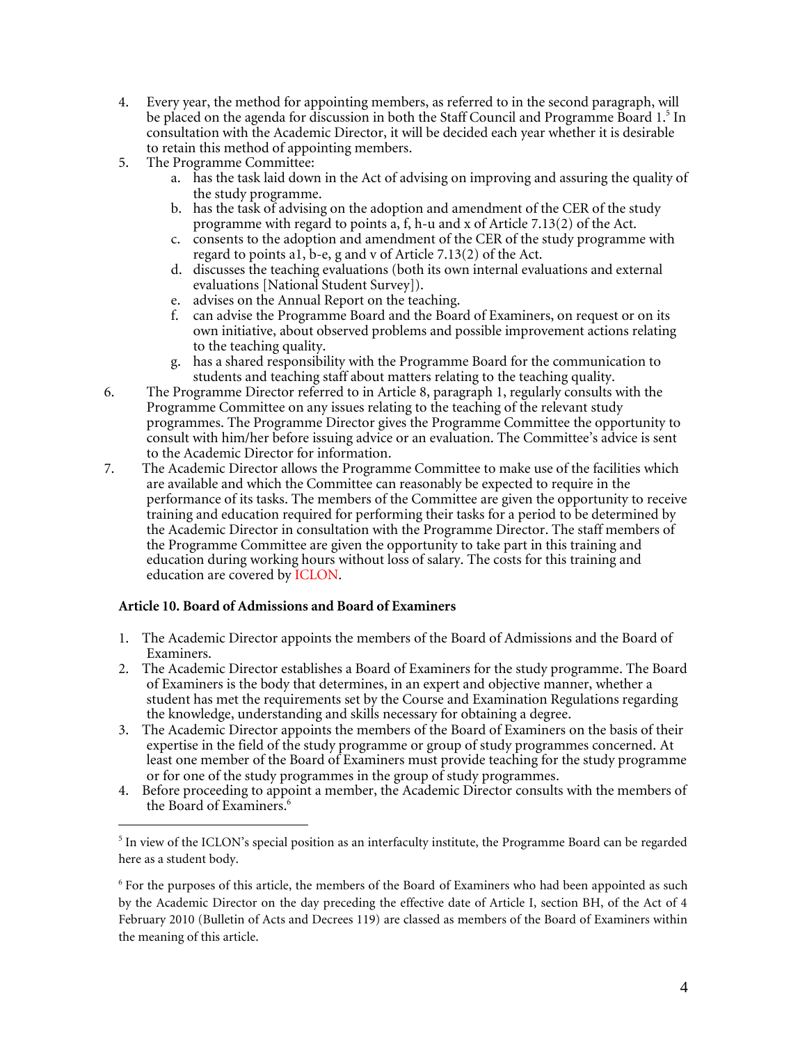4. Every year, the method for appointing members, as referred to in the second paragraph, will be placed on the agenda for discussion in both the Staff Council and Programme Board 1.[5] In consultation with the Academic Director, it will be decided each year whether it is desirable to retain this method of appointing members.
5. The Programme Committee:
   a. has the task laid down in the Act of advising on improving and assuring the quality of the study programme.
   b. has the task of advising on the adoption and amendment of the CER of the study programme with regard to points a, f, h-u and x of Article 7.13(2) of the Act.
   c. consents to the adoption and amendment of the CER of the study programme with regard to points a1, b-e, g and v of Article 7.13(2) of the Act.
   d. discusses the teaching evaluations (both its own internal evaluations and external evaluations [National Student Survey]).
   e. advises on the Annual Report on the teaching.
   f. can advise the Programme Board and the Board of Examiners, on request or on its own initiative, about observed problems and possible improvement actions relating to the teaching quality.
   g. has a shared responsibility with the Programme Board for the communication to students and teaching staff about matters relating to the teaching quality.
6. The Programme Director referred to in Article 8, paragraph 1, regularly consults with the Programme Committee on any issues relating to the teaching of the relevant study programmes. The Programme Director gives the Programme Committee the opportunity to consult with him/her before issuing advice or an evaluation. The Committee's advice is sent to the Academic Director for information.
7. The Academic Director allows the Programme Committee to make use of the facilities which are available and which the Committee can reasonably be expected to require in the performance of its tasks. The members of the Committee are given the opportunity to receive training and education required for performing their tasks for a period to be determined by the Academic Director in consultation with the Programme Director. The staff members of the Programme Committee are given the opportunity to take part in this training and education during working hours without loss of salary. The costs for this training and education are covered by ICLON.

**Article 10. Board of Admissions and Board of Examiners**

1. The Academic Director appoints the members of the Board of Admissions and the Board of Examiners.
2. The Academic Director establishes a Board of Examiners for the study programme. The Board of Examiners is the body that determines, in an expert and objective manner, whether a student has met the requirements set by the Course and Examination Regulations regarding the knowledge, understanding and skills necessary for obtaining a degree.
3. The Academic Director appoints the members of the Board of Examiners on the basis of their expertise in the field of the study programme or group of study programmes concerned. At least one member of the Board of Examiners must provide teaching for the study programme or for one of the study programmes in the group of study programmes.
4. Before proceeding to appoint a member, the Academic Director consults with the members of the Board of Examiners.[6]

---

[5] In view of the ICLON's special position as an interfaculty institute, the Programme Board can be regarded here as a student body.

[6] For the purposes of this article, the members of the Board of Examiners who had been appointed as such by the Academic Director on the day preceding the effective date of Article I, section BH, of the Act of 4 February 2010 (Bulletin of Acts and Decrees 119) are classed as members of the Board of Examiners within the meaning of this article.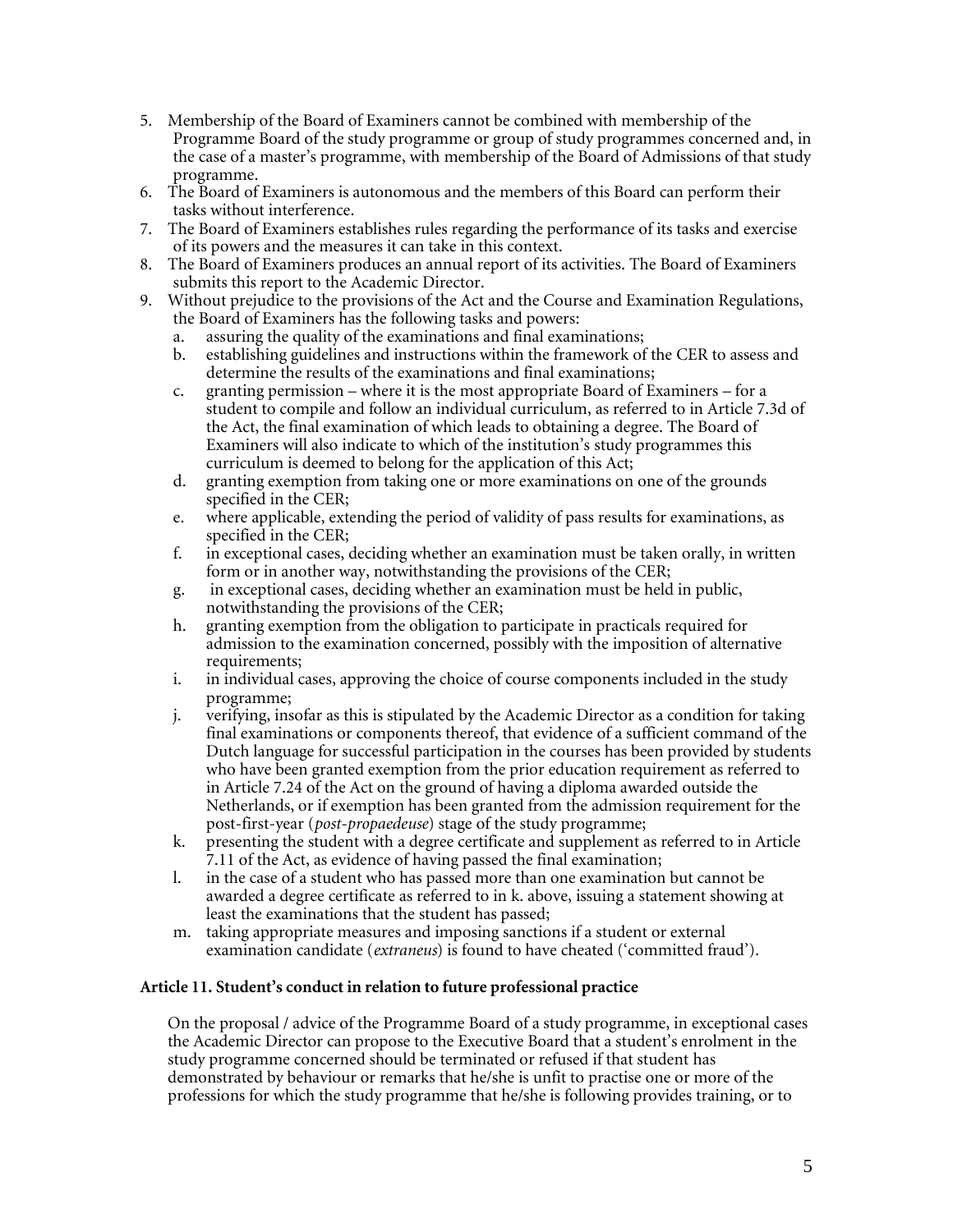5. Membership of the Board of Examiners cannot be combined with membership of the Programme Board of the study programme or group of study programmes concerned and, in the case of a master's programme, with membership of the Board of Admissions of that study programme.
6. The Board of Examiners is autonomous and the members of this Board can perform their tasks without interference.
7. The Board of Examiners establishes rules regarding the performance of its tasks and exercise of its powers and the measures it can take in this context.
8. The Board of Examiners produces an annual report of its activities. The Board of Examiners submits this report to the Academic Director.
9. Without prejudice to the provisions of the Act and the Course and Examination Regulations, the Board of Examiners has the following tasks and powers:
   a. assuring the quality of the examinations and final examinations;
   b. establishing guidelines and instructions within the framework of the CER to assess and determine the results of the examinations and final examinations;
   c. granting permission – where it is the most appropriate Board of Examiners – for a student to compile and follow an individual curriculum, as referred to in Article 7.3d of the Act, the final examination of which leads to obtaining a degree. The Board of Examiners will also indicate to which of the institution's study programmes this curriculum is deemed to belong for the application of this Act;
   d. granting exemption from taking one or more examinations on one of the grounds specified in the CER;
   e. where applicable, extending the period of validity of pass results for examinations, as specified in the CER;
   f. in exceptional cases, deciding whether an examination must be taken orally, in written form or in another way, notwithstanding the provisions of the CER;
   g. in exceptional cases, deciding whether an examination must be held in public, notwithstanding the provisions of the CER;
   h. granting exemption from the obligation to participate in practicals required for admission to the examination concerned, possibly with the imposition of alternative requirements;
   i. in individual cases, approving the choice of course components included in the study programme;
   j. verifying, insofar as this is stipulated by the Academic Director as a condition for taking final examinations or components thereof, that evidence of a sufficient command of the Dutch language for successful participation in the courses has been provided by students who have been granted exemption from the prior education requirement as referred to in Article 7.24 of the Act on the ground of having a diploma awarded outside the Netherlands, or if exemption has been granted from the admission requirement for the post-first-year (*post-propaedeuse*) stage of the study programme;
   k. presenting the student with a degree certificate and supplement as referred to in Article 7.11 of the Act, as evidence of having passed the final examination;
   l. in the case of a student who has passed more than one examination but cannot be awarded a degree certificate as referred to in k. above, issuing a statement showing at least the examinations that the student has passed;
   m. taking appropriate measures and imposing sanctions if a student or external examination candidate (*extraneus*) is found to have cheated ('committed fraud').

**Article 11. Student's conduct in relation to future professional practice**

On the proposal / advice of the Programme Board of a study programme, in exceptional cases the Academic Director can propose to the Executive Board that a student's enrolment in the study programme concerned should be terminated or refused if that student has demonstrated by behaviour or remarks that he/she is unfit to practise one or more of the professions for which the study programme that he/she is following provides training, or to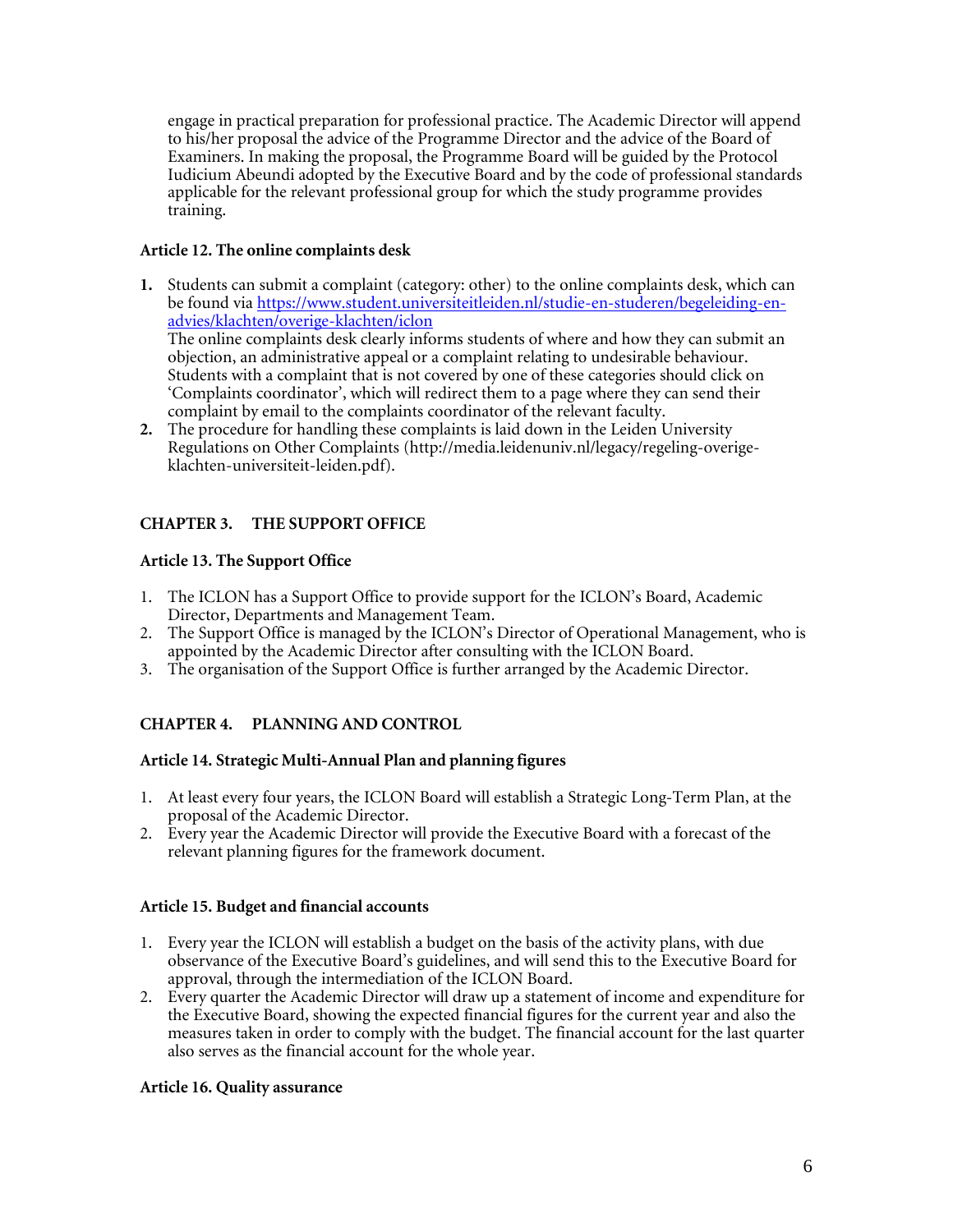engage in practical preparation for professional practice. The Academic Director will append to his/her proposal the advice of the Programme Director and the advice of the Board of Examiners. In making the proposal, the Programme Board will be guided by the Protocol Iudicium Abeundi adopted by the Executive Board and by the code of professional standards applicable for the relevant professional group for which the study programme provides training.

### Article 12. The online complaints desk

1. Students can submit a complaint (category: other) to the online complaints desk, which can be found via [https://www.student.universiteitleiden.nl/studie-en-studeren/begeleiding-en-advies/klachten/overige-klachten/iclon](https://www.student.universiteitleiden.nl/studie-en-studeren/begeleiding-en-advies/klachten/overige-klachten/iclon)
   The online complaints desk clearly informs students of where and how they can submit an objection, an administrative appeal or a complaint relating to undesirable behaviour. Students with a complaint that is not covered by one of these categories should click on 'Complaints coordinator', which will redirect them to a page where they can send their complaint by email to the complaints coordinator of the relevant faculty.
2. The procedure for handling these complaints is laid down in the Leiden University Regulations on Other Complaints (http://media.leidenuniv.nl/legacy/regeling-overige-klachten-universiteit-leiden.pdf).

## CHAPTER 3. THE SUPPORT OFFICE

### Article 13. The Support Office

1. The ICLON has a Support Office to provide support for the ICLON's Board, Academic Director, Departments and Management Team.
2. The Support Office is managed by the ICLON's Director of Operational Management, who is appointed by the Academic Director after consulting with the ICLON Board.
3. The organisation of the Support Office is further arranged by the Academic Director.

## CHAPTER 4. PLANNING AND CONTROL

### Article 14. Strategic Multi-Annual Plan and planning figures

1. At least every four years, the ICLON Board will establish a Strategic Long-Term Plan, at the proposal of the Academic Director.
2. Every year the Academic Director will provide the Executive Board with a forecast of the relevant planning figures for the framework document.

### Article 15. Budget and financial accounts

1. Every year the ICLON will establish a budget on the basis of the activity plans, with due observance of the Executive Board's guidelines, and will send this to the Executive Board for approval, through the intermediation of the ICLON Board.
2. Every quarter the Academic Director will draw up a statement of income and expenditure for the Executive Board, showing the expected financial figures for the current year and also the measures taken in order to comply with the budget. The financial account for the last quarter also serves as the financial account for the whole year.

### Article 16. Quality assurance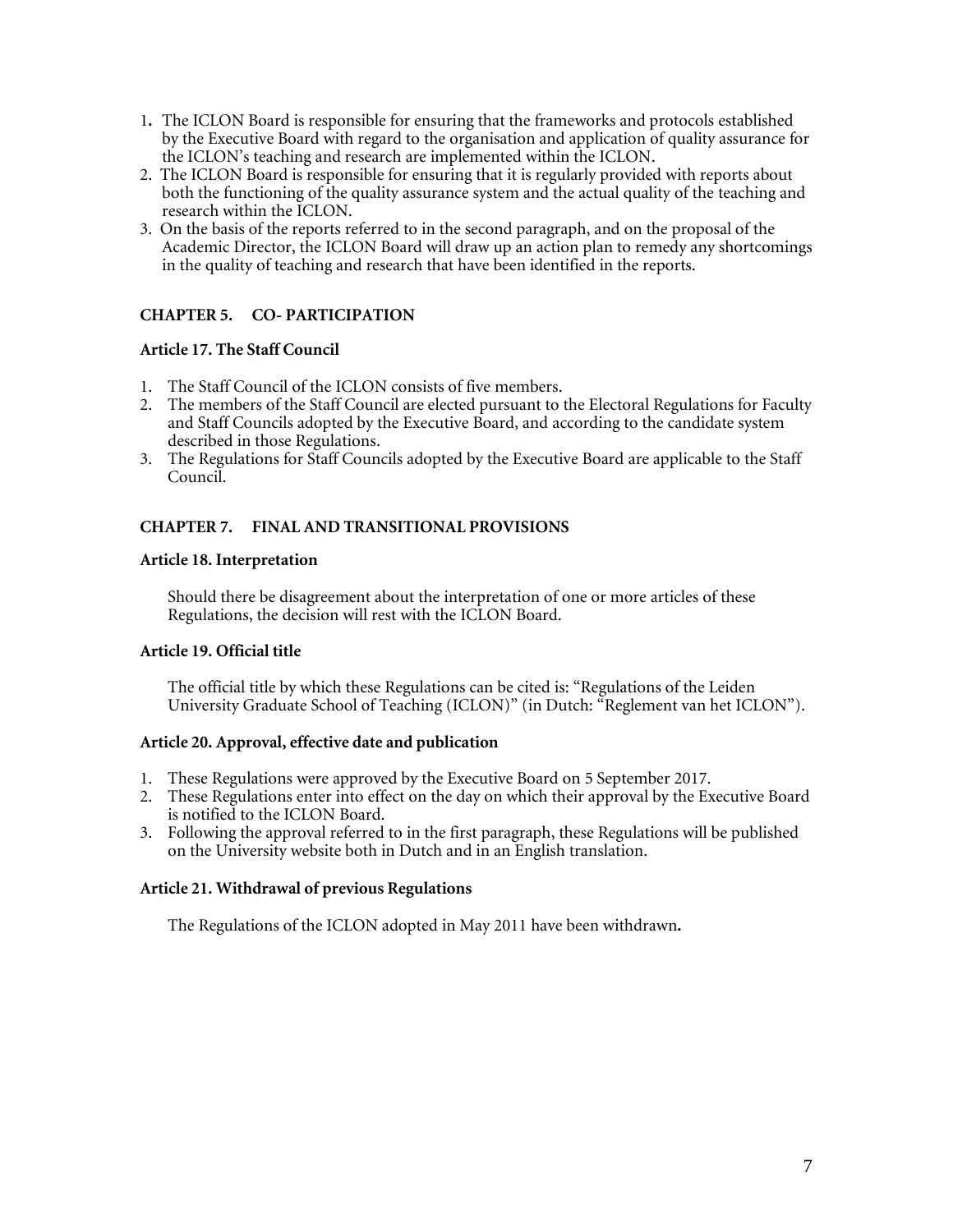1. The ICLON Board is responsible for ensuring that the frameworks and protocols established by the Executive Board with regard to the organisation and application of quality assurance for the ICLON's teaching and research are implemented within the ICLON.
2. The ICLON Board is responsible for ensuring that it is regularly provided with reports about both the functioning of the quality assurance system and the actual quality of the teaching and research within the ICLON.
3. On the basis of the reports referred to in the second paragraph, and on the proposal of the Academic Director, the ICLON Board will draw up an action plan to remedy any shortcomings in the quality of teaching and research that have been identified in the reports.

## CHAPTER 5. CO- PARTICIPATION

### Article 17. The Staff Council

1. The Staff Council of the ICLON consists of five members.
2. The members of the Staff Council are elected pursuant to the Electoral Regulations for Faculty and Staff Councils adopted by the Executive Board, and according to the candidate system described in those Regulations.
3. The Regulations for Staff Councils adopted by the Executive Board are applicable to the Staff Council.

## CHAPTER 7. FINAL AND TRANSITIONAL PROVISIONS

### Article 18. Interpretation

Should there be disagreement about the interpretation of one or more articles of these Regulations, the decision will rest with the ICLON Board.

### Article 19. Official title

The official title by which these Regulations can be cited is: "Regulations of the Leiden University Graduate School of Teaching (ICLON)" (in Dutch: "Reglement van het ICLON").

### Article 20. Approval, effective date and publication

1. These Regulations were approved by the Executive Board on 5 September 2017.
2. These Regulations enter into effect on the day on which their approval by the Executive Board is notified to the ICLON Board.
3. Following the approval referred to in the first paragraph, these Regulations will be published on the University website both in Dutch and in an English translation.

### Article 21. Withdrawal of previous Regulations

The Regulations of the ICLON adopted in May 2011 have been withdrawn**.**